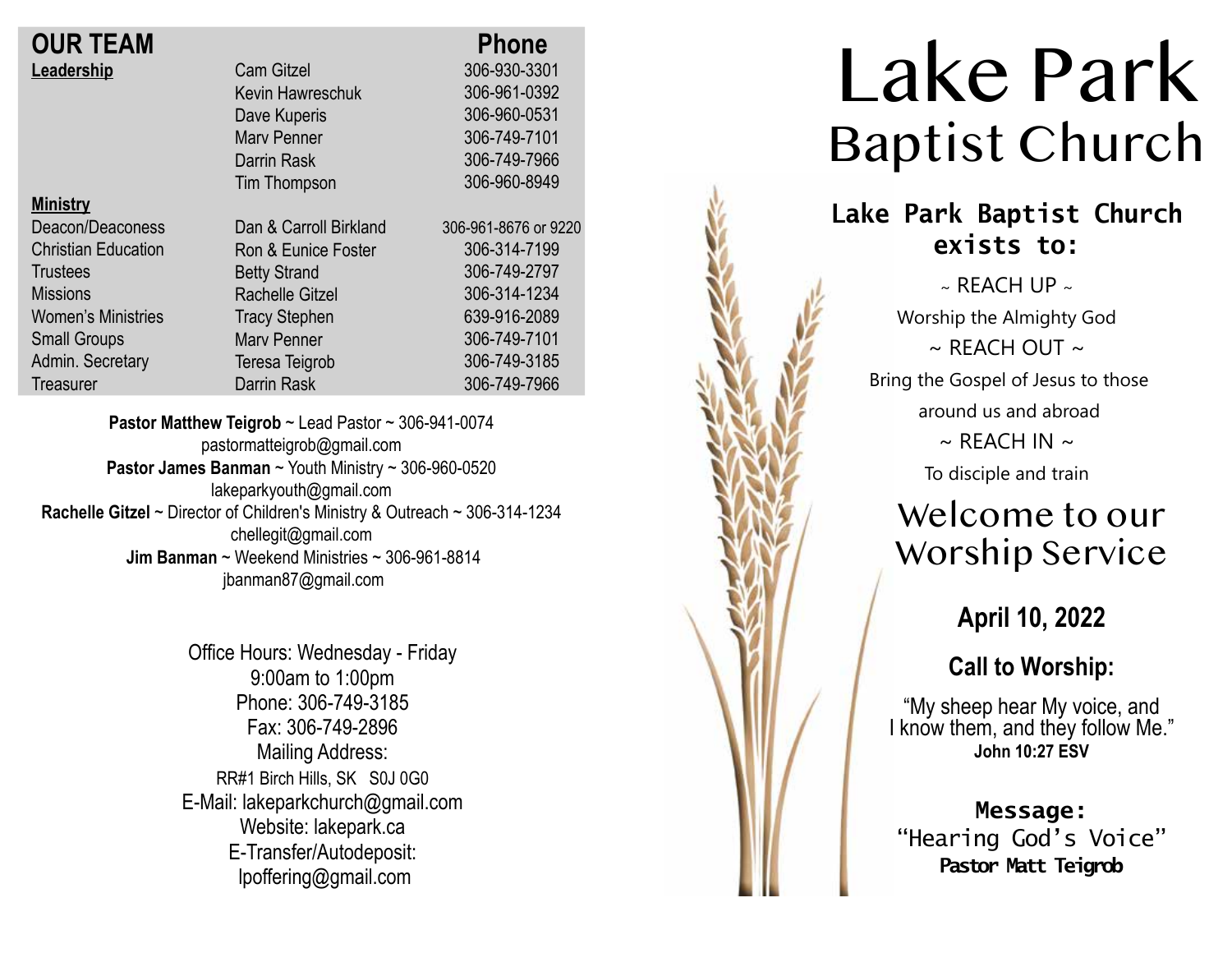## OUR TEAM

| | | Phone |
|---|---|---|
| **Leadership** | Cam Gitzel | 306-930-3301 |
| | Kevin Hawreschuk | 306-961-0392 |
| | Dave Kuperis | 306-960-0531 |
| | Marv Penner | 306-749-7101 |
| | Darrin Rask | 306-749-7966 |
| | Tim Thompson | 306-960-8949 |
| **Ministry** | | |
| Deacon/Deaconess | Dan & Carroll Birkland | 306-961-8676 or 9220 |
| Christian Education | Ron & Eunice Foster | 306-314-7199 |
| Trustees | Betty Strand | 306-749-2797 |
| Missions | Rachelle Gitzel | 306-314-1234 |
| Women's Ministries | Tracy Stephen | 639-916-2089 |
| Small Groups | Marv Penner | 306-749-7101 |
| Admin. Secretary | Teresa Teigrob | 306-749-3185 |
| Treasurer | Darrin Rask | 306-749-7966 |

**Pastor Matthew Teigrob** ~ Lead Pastor ~ 306-941-0074
pastormatteigrob@gmail.com
**Pastor James Banman** ~ Youth Ministry ~ 306-960-0520
lakeparkyouth@gmail.com
**Rachelle Gitzel** ~ Director of Children's Ministry & Outreach ~ 306-314-1234
chellegit@gmail.com
**Jim Banman** ~ Weekend Ministries ~ 306-961-8814
jbanman87@gmail.com

Office Hours: Wednesday - Friday
9:00am to 1:00pm
Phone: 306-749-3185
Fax: 306-749-2896
Mailing Address:
RR#1 Birch Hills, SK S0J 0G0
E-Mail: lakeparkchurch@gmail.com
Website: lakepark.ca
E-Transfer/Autodeposit:
lpoffering@gmail.com

# Lake Park Baptist Church

**Lake Park Baptist Church exists to:**

~ REACH UP ~
Worship the Almighty God
~ REACH OUT ~
Bring the Gospel of Jesus to those around us and abroad
~ REACH IN ~
To disciple and train

## Welcome to our Worship Service

**April 10, 2022**

**Call to Worship:**

"My sheep hear My voice, and I know them, and they follow Me."
**John 10:27 ESV**

**Message:**
"Hearing God's Voice"
**Pastor Matt Teigrob**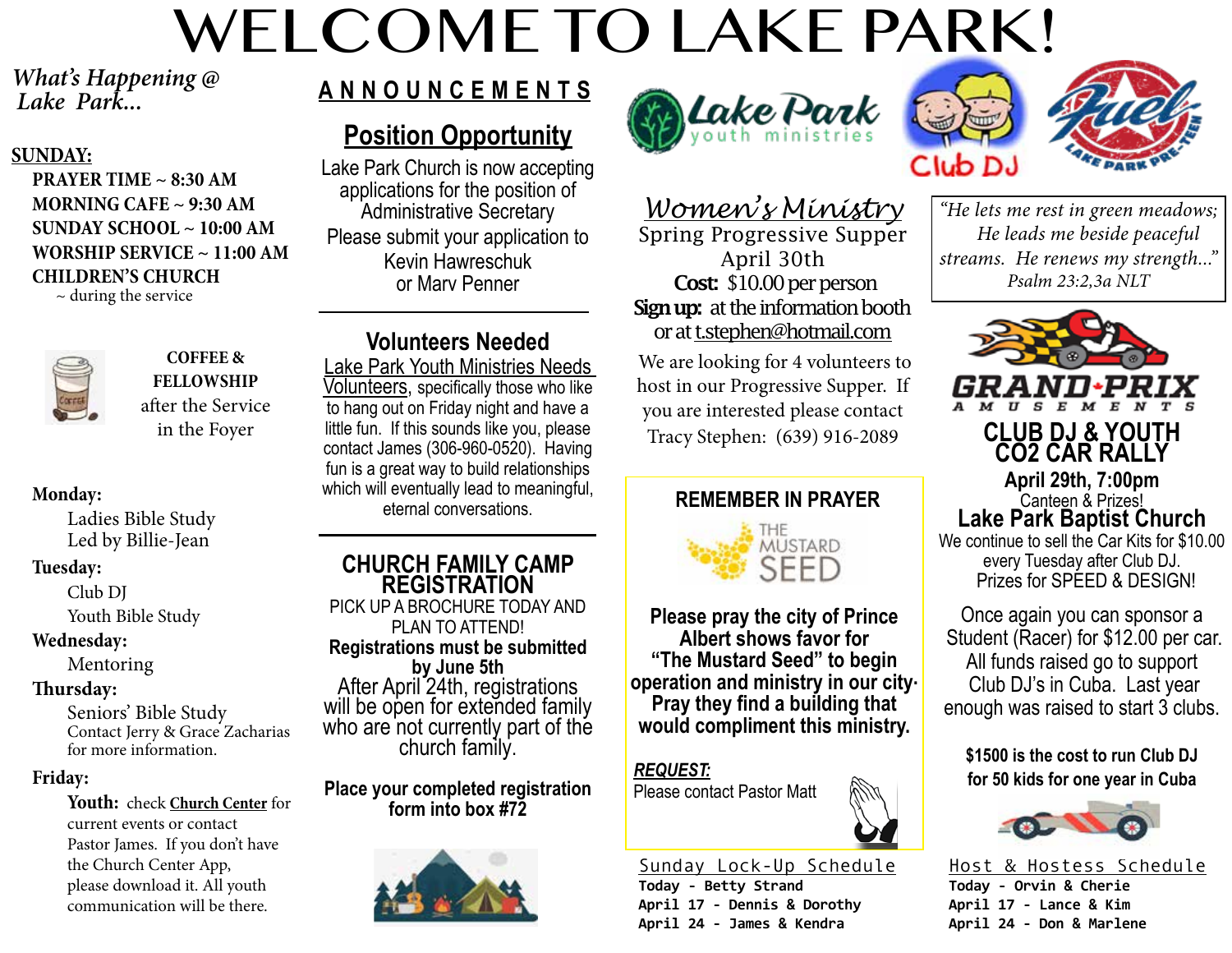# WELCOME TO LAKE PARK!

*What's Happening @ Lake Park...*

**SUNDAY:**

**PRAYER TIME ~ 8:30 AM**
**MORNING CAFE ~ 9:30 AM**
**SUNDAY SCHOOL ~ 10:00 AM**
**WORSHIP SERVICE ~ 11:00 AM**
**CHILDREN'S CHURCH**
~ during the service

**COFFEE & FELLOWSHIP**
after the Service
in the Foyer

**Monday:**
Ladies Bible Study
Led by Billie-Jean

**Tuesday:**
Club DJ
Youth Bible Study

**Wednesday:**
Mentoring

**Thursday:**
Seniors' Bible Study
Contact Jerry & Grace Zacharias for more information.

**Friday:**
**Youth:** check **Church Center** for current events or contact Pastor James. If you don't have the Church Center App, please download it. All youth communication will be there.

## ANNOUNCEMENTS

### Position Opportunity

Lake Park Church is now accepting applications for the position of Administrative Secretary
Please submit your application to Kevin Hawreschuk or Marv Penner

---

### Volunteers Needed

Lake Park Youth Ministries Needs Volunteers, specifically those who like to hang out on Friday night and have a little fun. If this sounds like you, please contact James (306-960-0520). Having fun is a great way to build relationships which will eventually lead to meaningful, eternal conversations.

---

### CHURCH FAMILY CAMP REGISTRATION

PICK UP A BROCHURE TODAY AND PLAN TO ATTEND!
**Registrations must be submitted by June 5th**
After April 24th, registrations will be open for extended family who are not currently part of the church family.

**Place your completed registration form into box #72**

Lake Park youth ministries

Club DJ

Fuel Lake Park Pre-Teen

### *Women's Ministry*

Spring Progressive Supper
April 30th
**Cost:** $10.00 per person
**Sign up:** at the information booth or at t.stephen@hotmail.com

We are looking for 4 volunteers to host in our Progressive Supper. If you are interested please contact Tracy Stephen: (639) 916-2089

*"He lets me rest in green meadows; He leads me beside peaceful streams. He renews my strength..."*
*Psalm 23:2,3a NLT*

### REMEMBER IN PRAYER

THE MUSTARD SEED

**Please pray the city of Prince Albert shows favor for "The Mustard Seed" to begin operation and ministry in our city. Pray they find a building that would compliment this ministry.**

***REQUEST:***
Please contact Pastor Matt

GRAND PRIX AMUSEMENTS

### CLUB DJ & YOUTH CO2 CAR RALLY

**April 29th, 7:00pm**
Canteen & Prizes!
**Lake Park Baptist Church**
We continue to sell the Car Kits for $10.00 every Tuesday after Club DJ.
Prizes for SPEED & DESIGN!

Once again you can sponsor a Student (Racer) for $12.00 per car. All funds raised go to support Club DJ's in Cuba. Last year enough was raised to start 3 clubs.

**$1500 is the cost to run Club DJ for 50 kids for one year in Cuba**

Sunday Lock-Up Schedule

**Today - Betty Strand**
**April 17 - Dennis & Dorothy**
**April 24 - James & Kendra**

Host & Hostess Schedule

**Today - Orvin & Cherie**
**April 17 - Lance & Kim**
**April 24 - Don & Marlene**